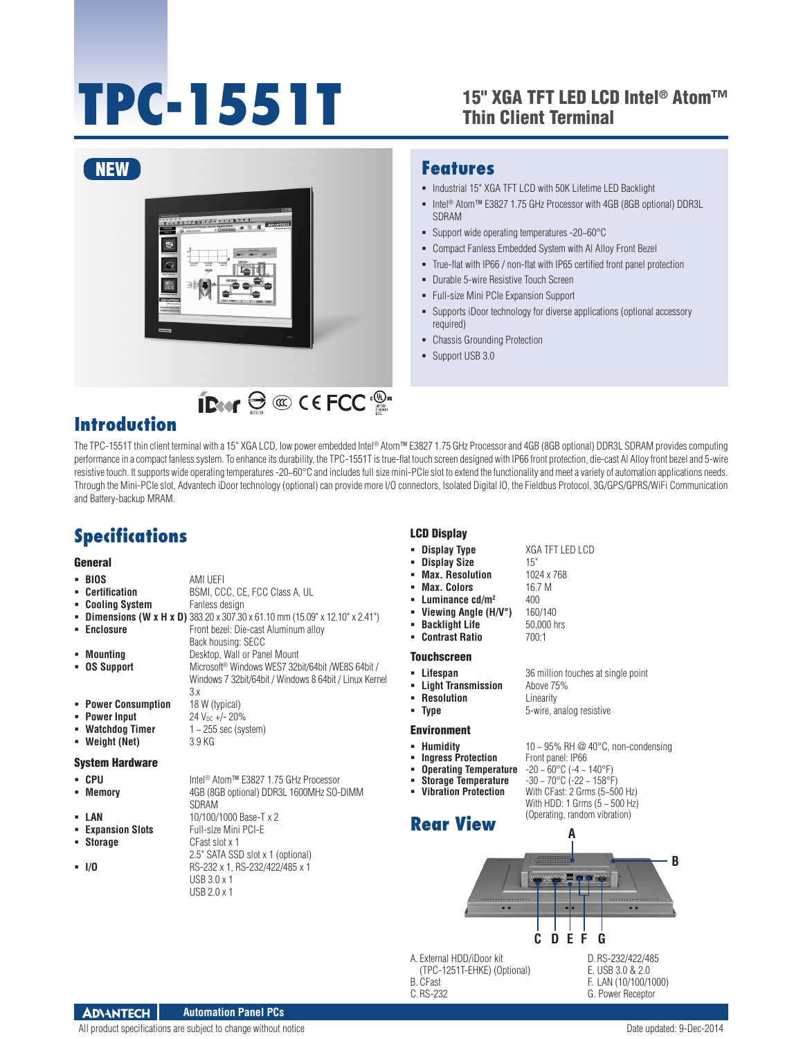# TPC-1551T

## 15" XGA TFT LED LCD Intel® Atom™ Thin Client Terminal

NEW

## Features

- Industrial 15" XGA TFT LCD with 50K Lifetime LED Backlight
- Intel® Atom™ E3827 1.75 GHz Processor with 4GB (8GB optional) DDR3L SDRAM
- Support wide operating temperatures -20~60°C
- Compact Fanless Embedded System with Al Alloy Front Bezel
- True-flat with IP66 / non-flat with IP65 certified front panel protection
- Durable 5-wire Resistive Touch Screen
- Full-size Mini PCIe Expansion Support
- Supports iDoor technology for diverse applications (optional accessory required)
- Chassis Grounding Protection
- Support USB 3.0

## Introduction

The TPC-1551T thin client terminal with a 15" XGA LCD, low power embedded Intel® Atom™ E3827 1.75 GHz Processor and 4GB (8GB optional) DDR3L SDRAM provides computing performance in a compact fanless system. To enhance its durability, the TPC-1551T is true-flat touch screen designed with IP66 front protection, die-cast Al Alloy front bezel and 5-wire resistive touch. It supports wide operating temperatures -20~60°C and includes full size mini-PCIe slot to extend the functionality and meet a variety of automation applications needs. Through the Mini-PCIe slot, Advantech iDoor technology (optional) can provide more I/O connectors, Isolated Digital IO, the Fieldbus Protocol, 3G/GPS/GPRS/WiFi Communication and Battery-backup MRAM.

## Specifications

### General

- **BIOS**: AMI UEFI
- **Certification**: BSMI, CCC, CE, FCC Class A, UL
- **Cooling System**: Fanless design
- **Dimensions (W x H x D)**: 383.20 x 307.30 x 61.10 mm (15.09" x 12.10" x 2.41")
- **Enclosure**: Front bezel: Die-cast Aluminum alloy; Back housing: SECC
- **Mounting**: Desktop, Wall or Panel Mount
- **OS Support**: Microsoft® Windows WES7 32bit/64bit /WE8S 64bit / Windows 7 32bit/64bit / Windows 8 64bit / Linux Kernel 3.x
- **Power Consumption**: 18 W (typical)
- **Power Input**: 24 $V_{DC}$ +/- 20%
- **Watchdog Timer**: 1 ~ 255 sec (system)
- **Weight (Net)**: 3.9 KG

### System Hardware

- **CPU**: Intel® Atom™ E3827 1.75 GHz Processor
- **Memory**: 4GB (8GB optional) DDR3L 1600MHz SO-DIMM SDRAM
- **LAN**: 10/100/1000 Base-T x 2
- **Expansion Slots**: Full-size Mini PCI-E
- **Storage**: CFast slot x 1; 2.5" SATA SSD slot x 1 (optional)
- **I/O**: RS-232 x 1, RS-232/422/485 x 1; USB 3.0 x 1; USB 2.0 x 1

### LCD Display

- **Display Type**: XGA TFT LED LCD
- **Display Size**: 15"
- **Max. Resolution**: 1024 x 768
- **Max. Colors**: 16.7 M
- **Luminance cd/m²**: 400
- **Viewing Angle (H/V°)**: 160/140
- **Backlight Life**: 50,000 hrs
- **Contrast Ratio**: 700:1

### Touchscreen

- **Lifespan**: 36 million touches at single point
- **Light Transmission**: Above 75%
- **Resolution**: Linearity
- **Type**: 5-wire, analog resistive

### Environment

- **Humidity**: 10 ~ 95% RH @ 40°C, non-condensing
- **Ingress Protection**: Front panel: IP66
- **Operating Temperature**: -20 ~ 60°C (-4 ~ 140°F)
- **Storage Temperature**: -30 ~ 70°C (-22 ~ 158°F)
- **Vibration Protection**: With CFast: 2 Grms (5~500 Hz); With HDD: 1 Grms (5 ~ 500 Hz) (Operating, random vibration)

## Rear View

A. External HDD/iDoor kit (TPC-1251T-EHKE) (Optional)
B. CFast
C. RS-232
D. RS-232/422/485
E. USB 3.0 & 2.0
F. LAN (10/100/1000)
G. Power Receptor

ADVANTECH Automation Panel PCs

All product specifications are subject to change without notice

Date updated: 9-Dec-2014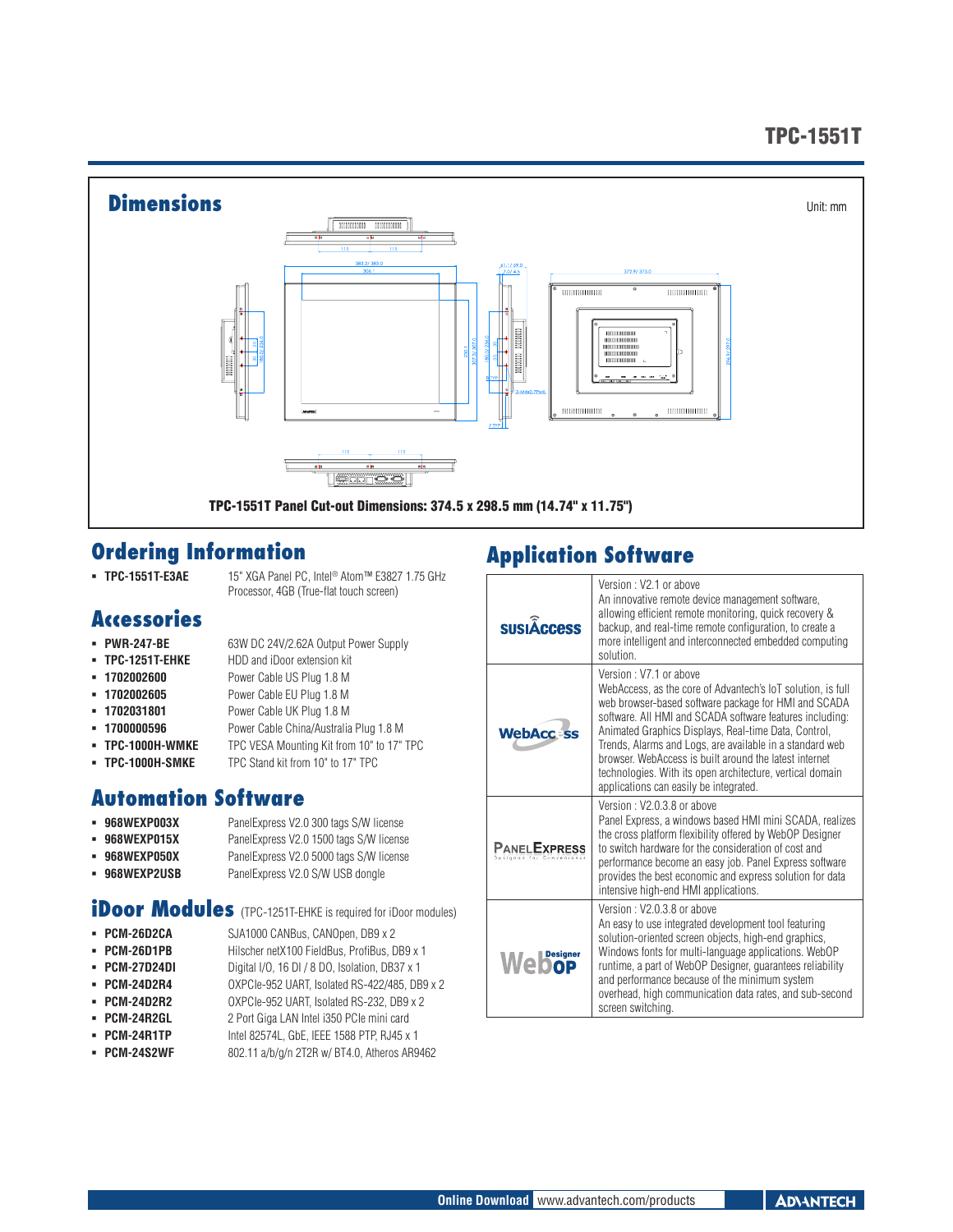## Dimensions

Unit: mm

TPC-1551T Panel Cut-out Dimensions: 374.5 x 298.5 mm (14.74" x 11.75")

## Ordering Information

- **TPC-1551T-E3AE** 15" XGA Panel PC, Intel® Atom™ E3827 1.75 GHz Processor, 4GB (True-flat touch screen)

## Accessories

- **PWR-247-BE** 63W DC 24V/2.62A Output Power Supply
- **TPC-1251T-EHKE** HDD and iDoor extension kit
- **1702002600** Power Cable US Plug 1.8 M
- **1702002605** Power Cable EU Plug 1.8 M
- **1702031801** Power Cable UK Plug 1.8 M
- **1700000596** Power Cable China/Australia Plug 1.8 M
- **TPC-1000H-WMKE** TPC VESA Mounting Kit from 10" to 17" TPC
- **TPC-1000H-SMKE** TPC Stand kit from 10" to 17" TPC

## Automation Software

- **968WEXP003X** PanelExpress V2.0 300 tags S/W license
- **968WEXP015X** PanelExpress V2.0 1500 tags S/W license
- **968WEXP050X** PanelExpress V2.0 5000 tags S/W license
- **968WEXP2USB** PanelExpress V2.0 S/W USB dongle

## iDoor Modules (TPC-1251T-EHKE is required for iDoor modules)

- **PCM-26D2CA** SJA1000 CANBus, CANOpen, DB9 x 2
- **PCM-26D1PB** Hilscher netX100 FieldBus, ProfiBus, DB9 x 1
- **PCM-27D24DI** Digital I/O, 16 DI / 8 DO, Isolation, DB37 x 1
- **PCM-24D2R4** OXPCIe-952 UART, Isolated RS-422/485, DB9 x 2
- **PCM-24D2R2** OXPCIe-952 UART, Isolated RS-232, DB9 x 2
- **PCM-24R2GL** 2 Port Giga LAN Intel i350 PCIe mini card
- **PCM-24R1TP** Intel 82574L, GbE, IEEE 1588 PTP, RJ45 x 1
- **PCM-24S2WF** 802.11 a/b/g/n 2T2R w/ BT4.0, Atheros AR9462

## Application Software

| | |
|---|---|
| SUSIAccess | Version : V2.1 or above<br>An innovative remote device management software, allowing efficient remote monitoring, quick recovery & backup, and real-time remote configuration, to create a more intelligent and interconnected embedded computing solution. |
| WebAccess | Version : V7.1 or above<br>WebAccess, as the core of Advantech's IoT solution, is full web browser-based software package for HMI and SCADA software. All HMI and SCADA software features including: Animated Graphics Displays, Real-time Data, Control, Trends, Alarms and Logs, are available in a standard web browser. WebAccess is built around the latest internet technologies. With its open architecture, vertical domain applications can easily be integrated. |
| Panel Express | Version : V2.0.3.8 or above<br>Panel Express, a windows based HMI mini SCADA, realizes the cross platform flexibility offered by WebOP Designer to switch hardware for the consideration of cost and performance become an easy job. Panel Express software provides the best economic and express solution for data intensive high-end HMI applications. |
| WebOP Designer | Version : V2.0.3.8 or above<br>An easy to use integrated development tool featuring solution-oriented screen objects, high-end graphics, Windows fonts for multi-language applications. WebOP runtime, a part of WebOP Designer, guarantees reliability and performance because of the minimum system overhead, high communication data rates, and sub-second screen switching. |